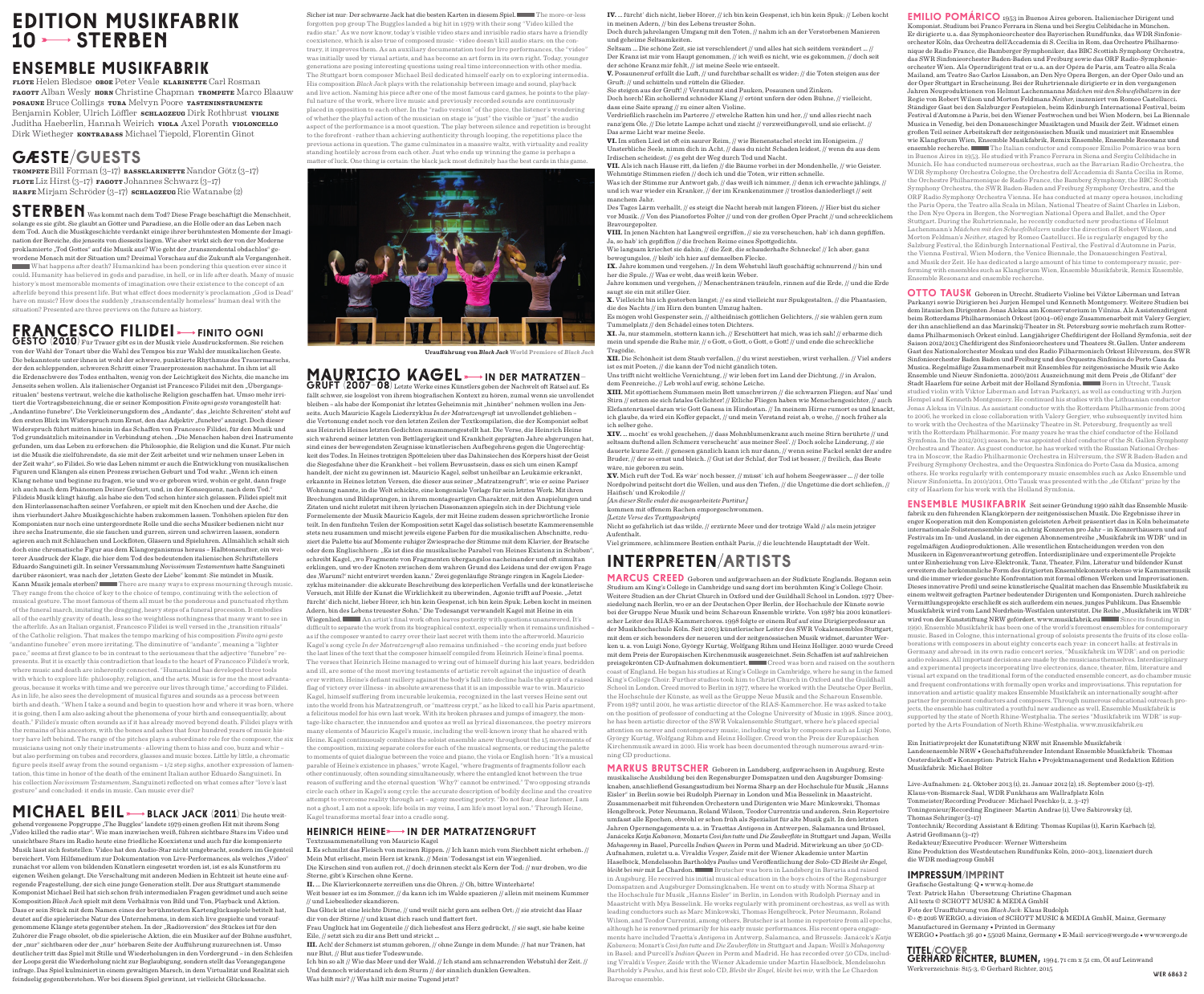# EDITION MUSIKFABRIK 10 ⟶ STERBEN

## ENSEMBLE MUSIKFABRIK

FLÖTE Helen Bledsoe OBOE Peter Veale KLARINETTE Carl Rosman FAGOTT Alban Wesly HORN Christine Chapman TROMPETE Marco Blaauw POSAUNE Bruce Collings TUBA Melvyn Poore TASTENINSTRUMENTE Benjamin Kobler, Ulrich Löffler SCHLAGZEUG Dirk Rothbrust VIOLINE Juditha Haeberlin, Hannah Weirich VIOLA Axel Porath VIOLONCELLO Dirk Wietheger KONTRABASS Michael Tiepold, Florentin Ginot

## GÄSTE/GUESTS

TROMPETE Bill Forman (3–17) BASSKLARINETTE Nandor Götz (3–17) FLÖTE Liz Hirst (3–17) FAGOTT Johannes Schwarz (3–17) HARFE Mirjam Schröder (3–17) SCHLAGZEUG Rie Watanabe (2)

## STERBEN

Was kommt nach dem Tod? Diese Frage beschäftigt die Menschheit, solange es sie gibt. Sie glaubt an Götter und Paradiese, an die Hölle oder an das Leben nach dem Tod. Auch die Musikgeschichte verdankt einige ihrer berühmtesten Momente der Imagination der Bereiche, die jenseits von diesseits liegen. Wie aber wirkt sich der von der Moderne proklamierte „Tod Gottes" auf die Musik aus? Wie geht der „transzendental obdachlos" gewordene Mensch mit der Situation um? Dreimal Vorschau auf die Zukunft als Vergangenheit. ■ What happens after death? Humankind has been pondering this question ever since it could. Humanity has believed in gods and paradise, in hell, or in life after death. Many of music history's most memorable moments of imagination owe their existence to the concept of an afterlife beyond this present life. But what effect does modernity's proclamation „God is Dead" have on music? How does the suddenly „transcendentally homeless" human deal with the situation? Presented are three previews on the future as history.

## FRANCESCO FILIDEI ⟶ FINITO OGNI GESTO (2010)

Für Trauer gibt es in der Musik viele Ausdrucksformen. Sie reichen von der Wahl der Tonart über die Wahl des Tempos bis zur Wahl der musikalischen Geste. Die bekannteste unter ihnen ist wohl der schwere, punktierte Rhythmus des Trauermarschs, der den schleppenden, schweren Schritt einer Trauerprozession nachahmt. In ihm ist all die Erdenschwere des Todes enthalten, wenig von der Leichtigkeit des Nichts, die manche im Jenseits sehen wollen. Als italienischer Organist ist Francesco Filidei mit den „Übergangsritualen" bestens vertraut, welche die katholische Religion zugesteht hat. Umso mehr irritiert die Vortragsbezeichnung, die er seiner Komposition *Finito ogni gesto* vorangestellt hat: „Andantino funebre". Die Verkleinerungsform des „Andante", das „leichte Schreiten" steht auf den ersten Blick im Widerspruch zum Ernst, den das Adjektiv „funebre" anzeigt. Doch dieser Widerspruch führt mitten hinein in das Schaffen von Francesco Filidei, für den Musik und Tod grundsätzlich miteinander in Verbindung stehen. „Die Menschen haben drei Instrumente gefunden, um das Leben zu erforschen: die Philosophie, die Religion und die Kunst. Für mich ist die Musik die zielführendste, da sie mit der Zeit arbeitet und wir nehmen unser Leben in der Zeit wahr", so Filidei. So wie das Leben nimmt er auch die Entwicklung von musikalischen Figuren und Klängen als einen Prozess zwischen Geburt und Tod wahr. „Wenn ich einen Klang nehme und beginne zu fragen, wie und wo er geboren wird, wohin er geht, dann frage ich auch nach dem Phänomen Deiner Geburt, und, in der Konsequenz, nach dem Tod." Filideis Musik klingt häufig, als habe sie den Tod schon hinter sich gelassen. Filidei spielt mit den Hinterlassenschaften seiner Vorfahren, er spielt mit den Knochen und der Asche, die ihm vierhundert Jahre Musikgeschichte haben zukommen lassen. Tonhöhen spielen für den Komponisten nur noch eine untergeordnete Rolle und die sechs Musiker bedienen nicht nur ihre sechs Instrumente, die sie fauchen und gurren, sirren und schwirren lassen, sondern agieren auch mit Schläuchen und Lockflöten, Gläsern und Spieluhren. Allmählich schält sich doch eine chromatische Figur aus dem Klangorganismus heraus – Halbtonseufzer, ein weiterer Ausdruck der Klage, die hier dem Tod des bedeutenden italienischen Schriftstellers Eduardo Sanguineti gilt. In seiner Versammlung *Novissimum Testamentum* hatte Sanguineti darüber räsoniert, was nach der „letzten Geste der Liebe" kommt. Sie mündet in Musik. Kann Musik jemals sterben? ■ There are many ways to express mourning through music. They range from the choice of key to the choice of tempo, continuing with the selection of musical gesture. The most famous of them all must be the ponderous and punctuated rhythm of the funeral march, imitating the dragging, heavy steps of a funeral procession. It embodies all of the earthly gravity of death, less so the weightless nothingness that many want to see in the afterlife. As an Italian organist, Francesco Filidei is well versed in the „transition rituals" of the Catholic religion. That makes the tempo marking of his composition *Finito ogni gesto* "andantino funebre" even more irritating. The diminutive of "andante", meaning a "lighter pace," seems at first glance to be in contrast to the seriousness that the adjective "funebre" represents. But it is exactly this contradiction that leads to the heart of Francesco Filidei's work, where music and death are inherently connected. "Humankind has developed three tools with which to explore life: philosophy, religion, and the arts. Music is for me the most advantageous, because it works with time and we perceive our lives through time," according to Filidei. As in life, he also sees the development of musical figures and sounds as a process between birth and death. "When I take a sound and begin to question how and where it was born, where it is going, then I am also asking about the phenomena of your birth and consequentially, about death." Filidei's music often sounds as if it has already moved beyond death. Filidei plays with the remains of his ancestors, with the bones and ashes that four hundred years of music history have left behind. The range of the pitches plays a subordinate role for the composer, the six musicians using not only their instruments - allowing them to hiss and coo, buzz and whir – but also performing on tubes and recorders, glasses and music boxes. Little by little, a chromatic figure peels itself away from the sound organism – 1/2 step sighs, another expression of lamentation, this time in honor of the death of the eminent Italian author Eduardo Sanguineti. In his collection *Novissimum Testamentum*, Sanguineti reflected on what comes after "love's last gesture" and concluded: it ends in music. Can music ever die?

## MICHAEL BEIL ⟶ BLACK JACK (2011)

Die heute weitgehend vergessene Popgruppe „The Buggles" landete 1979 einen großen Hit mit ihrem Song „Video killed the radio star". Wie man inzwischen weiß, führten sichtbare Stars im Video und unsichtbare Stars im Radio heute eine friedliche Koexistenz und auch für die komponierte Musik lässt sich feststellen: Video hat den Audio-Star nicht umgebracht, sondern im Gegenteil bereichert. Vom Hilfsmedium zur Dokumentation von Live-Performances, als welches „Video" zunächst vor allem von bildenden Künstlern eingesetzt worden ist, ist es als Kunstform zu eigenen Weihen gelangt. Die Verschmelzung mit anderen Medien in Echtzeit ist heute eine aufregende Fragestellung, der sich eine junge Generation stellt. Der aus Stuttgart stammende Komponist Michael Beil hat sich schon früh intermedialen Fragen gewidmet und auch seine Komposition *Black Jack* spielt mit dem Verhältnis von Bild und Ton, Playback und Aktion. Dass er sein Stück mit dem Namen eines der berühmtesten Kartenglücksspiele betitelt hat, deutet auf die spielerische Natur des Unternehmens, in dem sich live gespielte und voraufgenommene Klänge stets gegenüber stehen. In der „Radioversion" des Stückes ist für den Zuhörer die Frage obsolet, ob die spielerische Aktion, die ein Musiker auf der Bühne ausführt, der „nur" sichtbaren oder der „nur" hörbaren Seite der Aufführung zuzurechnen ist. Umso deutlicher tritt das Spiel mit Stille und Wiederholungen in den Vordergrund – in den Schleifen der Loops gerät die Wiederholung nicht zur Beglaubigung, sondern stellt das Vorangegangene infrage. Das Spiel kulminiert in einem gewaltigen Marsch, in dem Virtualität und Realität sich feindselig gegenüberstehen. Wer bei diesem Spiel gewinnt, ist vielleicht Glückssache. Sicher ist nur: Der schwarze Jack hat die besten Karten in diesem Spiel. ■ The more-or-less forgotten pop group The Buggles landed a big hit in 1979 with their song "Video killed the radio star." As we now know, today's visible video stars and invisible radio stars have a friendly coexistence, which is also true of composed music - video doesn't kill audio stars; on the contrary, it improves them. As an auxiliary documentation tool for live performances, the "video" was initially used by visual artists, and has become an art form in its own right. Today, younger generations are posing interesting questions using real time interconnection with other media. The Stuttgart born composer Michael Beil dedicated himself early on to exploring intermedia. His composition *Black Jack* plays with the relationship between image and sound, playback and live action. Naming his piece after one of the most famous card games, he points to the playful nature of the work, where live music and previously recorded sounds are continuously placed in opposition to each other. In the "radio version" of the piece, the listener's wondering of whether the playful action of the musician on stage is "just" the visible or "just" the audio aspect of the performance is a moot question. The play between silence and repetition is brought to the forefront - rather than achieving authenticity through looping, the repetitions place the previous actions in question. The game culminates in a massive waltz, with virtuality and reality standing hostilely across from each other. Just who ends up winning the game is perhaps a matter of luck. One thing is certain: the black jack most definitely has the best cards in this game.

**Uraufführung von *Black Jack*** World Premiere of *Black Jack*

## MAURICIO KAGEL ⟶ IN DER MATRATZENGRUFT (2007–08)

Letzte Werke eines Künstlers geben der Nachwelt oft Rätsel auf. Es fällt schwer, sie losgelöst von ihrem biografischen Kontext zu hören, zumal wenn sie unvollendet bleiben – als habe der Komponist ihr letztes Geheimnis mit „hinüber" nehmen wollen ins Jenseits. Auch Mauricio Kagels Liederzyklus *In der Matratzengruft* ist unvollendet geblieben – die Vertonung endet noch vor den letzten Zeilen der Textkompilation, die der Komponist selbst aus Heinrich Heines letzten Gedichten zusammengestellt hat. Die Verse, die Heinrich Heine sich während seiner letzten vor Bettlägerigkeit und Krankheit geprägten Jahre abgerungen hat, sind eines der bewegendsten Zeugnisse künstlerischen Aufbegehrens gegen die Ungerechtigkeit des Todes. In den Heines trotzigen Spötteleien über das Dahinsiechen des Körpers hisst der Geist die Siegesfahne über die Krankheit – bei vollem Bewusstsein, dass es sich um einen Kampf handelt, der nicht zu gewinnen ist. Mauricio Kagel, selbst unheilbar an Leukämie erkrankt, erkannte in Heines letzten Versen, die dieser aus seiner „Matratzengruft", wie er seine Pariser Wohnung nannte, in die Welt schickte, eine kongeniale Vorlage für sein letztes Werk. Mit ihren Brechungen und Bildsprüngen, in ihrem montageartigen Charakter, mit den Anspielungen und Zitaten und nicht zuletzt mit ihren lyrischen Dissonanzen spiegeln sich in der Dichtung viele Formelemente der Musik Mauricio Kagels, der mit Heine zudem dessen sprichwörtliche Ironie teilt. In den fünfzehn Teilen der Komposition setzt Kagel das solistisch besetzte Kammerensemble stets neu zusammen und mischt jeweils eigene Farben für die musikalischen Abschnitte, reduziert die Palette bis auf Momente ruhiger Zwiesprache der Stimme mit dem Klavier, der Bratsche oder dem Englischhorn: „Es ist dies die musikalische Parabel von Heines Existenz in Schüben", schreibt Kagel, „wo Fragmente von Fragmenten übergangslos nacheinander und oft simultan erklingen, und wo der Knoten zwischen dem wahren Grund des Leidens und der ewigen Frage des ‚Warum?' nicht entwirrt werden kann." Zwei gegenläufige Stränge ringen in Kagels Liederzyklus miteinander: die akkurate Beschreibung des körperlichen Verfalls und der künstlerische Versuch, mit Hilfe der Kunst die Wirklichkeit zu überwinden. Agonie trifft auf Poesie. „Jetzt fürcht' dich nicht, lieber Hörer, ich bin kein Gespenst, ich bin kein Spuk: Leben kocht in meinen Adern, bin des Lebens treuester Sohn." Die Todesangst verwandelt Kagel mit Heine in ein Wiegenlied. ■ An artist's final work often leaves posterity with questions unanswered. It's difficult to separate the work from its biographical context, especially when it remains unfinished – as if the composer wanted to carry over their last secret with them into the afterworld. Mauricio Kagel's song cycle *In der Matratzengruft* also remains unfinished - the scoring ends just before the last lines of the text that the composer himself compiled from Heinrich Heine's final poems. The verses that Heinrich Heine managed to wring out of himself during his last years, bedridden and ill, are some of the most moving testaments of artistic revolt against the injustice of death ever written. Heine's defiant raillery against the body's fall into decline hails the spirit of a raised flag of victory over illness - in absolute awareness that it is an impossible war to win. Mauricio Kagel, himself suffering from incurable leukemia, recognized in the last verses Heine sent out into the world from his Matratzengruft, or "mattress crypt," as he liked to call his Paris apartment, a felicitous model for his own last work. With its broken phrases and jumps of imagery, the montage-like character, the innuendos and quotes as well as lyrical dissonances, the poetry mirrors many elements of Mauricio Kagel's music, including the well-known irony that he shared with Heine. Kagel continuously combines the soloist ensemble anew throughout the 15 movements of the composition, mixing separate colors for each of the musical segments, or reducing the palette to moments of quiet dialogue between the voice and piano, the viola or English horn: "It's a musical parable of Heine's existence in phases," wrote Kagel, "where fragments of fragments follow each other continuously, often sounding simultaneously, where the entangled knot between the true reason of suffering and the eternal question 'Why?' cannot be entwined." Two opposing strands circle each other in Kagel's song cycle: the accurate description of bodily decline and the creative attempt to overcome reality through art – agony meeting poetry. "Do not fear, dear listener, I am not a ghost. I am not a spook: life boils in my veins, I am life's most loyal son." Through Heine, Kagel transforms mortal fear into a cradle song.

## HEINRICH HEINE ⟶ IN DER MATRATZENGRUFT

Textzusammenstellung von Mauricio Kagel

**I.** Es schmilzt das Fleisch von meinen Rippen. // Ich kann mich vom Siechbett nicht erheben. // Mein Mut erlischt, mein Herz ist krank. // Mein' Todesangst ist ein Wiegenlied. Die Kirschen sind von außen rot, // doch drinnen steckt als Kern der Tod: // nur droben, wo die Sterne, gibt's Kirschen ohne Kerne.

**II.** ... Die Klavierkonzerte zerreißen uns die Ohren. // Oh, bittre Winterharte! Weit besser ist es im Sommer, // da kann ich im Walde spazieren // allein mit meinem Kummer // und Liedesleider skandieren. Das Glück ist eine leichte Dirne, // und weilt nicht gern am selben Ort; // sie streicht das Haar dir von der Stirne // und küsst dich rasch und flattert fort. Frau Unglück hat im Gegenteile // dich liebesfest ans Herz gedrückt; // sie sagt, sie habe keine Eile; // setzt sich zu dir ans Bett und strickt ...

**III.** Ach! der Schmerz ist stumm geboren, // ohne Zunge im dem Munde; // hat nur Tränen, hat nur Blut, // Blut aus tiefer Todeswunde. Ich bin so alt // Wie das Meer und der Wald. // Ich stand am schnarrenden Webstuhl der Zeit. // Und dennoch widerstand ich dem Sturm // der sinnlich dunklen Gewalten. Was hilft mir? // Was hilft mir meine Tugend jetzt?

**IV.** ... fürcht' dich nicht, lieber Hörer, // ich bin kein Gespenst, ich bin kein Spuk: Leben kocht in meinen Adern, // bin des Lebens treuster Sohn. Doch pflegt ich jahrelangen Umgang mit den Toten, // nahm ich an der Verstorbenen Manieren und geheime Seltsamkeiten. Seltsam ... Die schöne Zeit, sie ist verschlendert // und alles hat sich seitdem verändert ... // Der Kranz ist mir vom Haupt genommen, // ich weiß es nicht, wie es gekommen, // doch seit der schöne Kranz mir fehlt, // ist meine Seele wie entseelt.

**V.** Posaunenruf erfüllt die Luft, // und furchtbar schallt es wider: // die Toten steigen aus der Gruft: // und schütteln und rütteln die Glieder. Sie steigen aus der Gruft! // Verstummt sind Pauken, Posaunen und Zinken. Doch horch! Ein schollernd schnöder Klang // ertönt unfern der öden Bühne, // vielleicht, dass eine Saite sprang // zu einer alten Violine. Verdrießlich rascheln im Parterre // etwelche Ratten hin und her, // und alles riecht nach ranz'gem Öle. // Die letzte Lampe ächzt und zischt // verzweiflungsvoll, und sie erlischt. // Das arme Licht war meine Seele.

**VI.** Im süßen Lied ist oft ein saurer Reim, // wie Bienenstachel steckt im Honigseim. // Unsterbliche Seele, nimm dich in Acht, // dass du nicht Schaden leidest, // wenn du aus dem Irdischen scheidest; // es geht der Weg durch Tod und Nacht.

**VII.** Als ich nach Hause ritt, da lief'n // die Bäume vorbei in der Mondenhelle, // wie Geister. Wehmütige Stimmen riefen // doch ich und die Toten, wir ritten schnelle. Was ich der Stimme zur Antwort gab, // das weiß ich nimmer, // denn ich erwachte jählings, // und ich war wieder ein Kranker, // der im Krankenzimmer // trostlos daniederliegt // seit manchem Jahr. Des Tages Lärm verhallt, // es steigt die Nacht herab mit langen Flören. // Hier bist du sicher vor Musik. // Von des Pianofortes Folter // und von der großen Oper Pracht // und schrecklichem Bravourgepolter.

**VIII.** In jenen Nächten hat Langweil ergriffen, // sie zu verscheuchen, hab' ich dann gepfiffen. Ja, so hab' ich gepfiffen // die frechen Reime eines Spottgedichts. Wie langsam kriechet sie dahin, // die Zeit, die schauderhafte Schnecke! // Ich aber, ganz bewegungslos, // bleib' ich hier auf demselben Flecke.

**IX.** Jahre kommen und vergehen. // In dem Webstuhl läuft geschäftig schnurrend // hin und her die Spule. // Was er webt, das weiß kein Weber. Jahre kommen und vergehen, // Menschentränen träufeln, rinnen auf die Erde, // und die Erde saugt sie ein mit stiller Gier.

**X.** Vielleicht bin ich gestorben längst; // es sind vielleicht nur Spukgestalten, // die Phantasien, die des Nachts // im Hirn den bunten Umzug halten. Es mögen wohl Gespenster sein, // altheidnisch göttlichen Gelichters, // sie wählen gern zum Tummelplatz // den Schädel eines toten Dichters.

**XI.** Ja, nur stammeln, stottern kann ich. // Erschüttert hat mich, was ich sah! // erbarme dich mein und spende die Ruhe mir. // o Gott, o Gott, o Gott! // und ende die schreckliche Tragödie.

**XII.** Die Schönheit ist dem Staub verfallen. // du wirst zerstieben, wirst verhallen. // Viel anders ist es mit Poeten, // die kann der Tod nicht gänzlich töten. Uns trifft nicht weltliche Vernichtung, // wir leben fort im Land der Dichtung, // in Avalon, dem Feenreiche. // Leb wohl auf ewig, schöne Leiche.

**XIII.** Mit spöttischem Summen mein Bett umschwirren // die schwarzen Fliegen; auf Nas' und Stirn // setzen sie sich fatales Gelichter! // Etliche Fliegen haben wie Menschengesichter, // auch Elefantenrüssel daran wie Gott Ganesa in Hindostan. // In meinem Hirne rumort es und knackt, ich glaube, da wird ein Koffer gepackt, // und mein Verstand reist ab o wehe, // noch früher als ich selber gehe.

**XIV.** ... mocht' es wohl geschehen, // dass Mohnblumenkranz auch meine Stirn berührte // und seltsam duftend allen Schmerz verscheucht' aus meiner Seel'. // Doch solche Linderung, // sie dauerte kurze Zeit; // genesen gänzlich kann ich nur dann, // wenn seine Fackel senkt der andre Bruder, // der so ernst und bleich. // Gut ist der Schlaf, der Tod ist besser, // freilich, das Beste wäre, nie geboren zu sein.

**XV.** Mich ruft der Tod. Es wär' noch besser, // müsst' ich auf hohem Seegewässer ... // der tolle Nordpolwind peitscht dort die Wellen, und aus den Tiefen, // die Ungetüme die dort schliefen, // Haifisch' und Krokodile //
*[An dieser Stelle endet die ausgearbeitete Partitur.]*
kommen mit offenem Rachen emporgeschwommen.
*[Letzte Verse des Textyposkripts]*
Nicht so gefährlich ist das wilde, // erzürnte Meer und der trotzige Wald // als mein jetziger Aufenthalt.
Viel grimmere, schlimmere Bestien enthält Paris, // die leuchtende Hauptstadt der Welt.

## INTERPRETEN/ARTISTS

**MARCUS CREED** Geboren und aufgewachsen an der Südküste Englands. Begann sein Studium am King's College in Cambridge und sang dort im berühmten King's College Choir. Weitere Studien an der Christ Church in Oxford und der Guildhall School in London. 1977 Übersiedlung nach Berlin, wo er an der Deutschen Oper Berlin, der Hochschule der Künste sowie bei der Gruppe Neue Musik und beim Scharoun Ensemble wirkte. Von 1987 bis 2001 künstlerischer Leiter des RIAS-Kammerchores. 1998 folgte er einem Ruf auf eine Dirigierprofessur an der Musikhochschule Köln. Seit 2003 künstlerischer Leiter des SWR Vokalensembles Stuttgart, mit dem er sich besonders der modernen und der zeitgenössischen Musik widmet, darunter Werken u. a. von Luigi Nono, György Kurtág, Wolfgang Rihm und Heinz Holliger. 2010 wurde Creed mit dem Preis der Europäischen Kirchenmusik ausgezeichnet. Sein Schaffen ist auf zahlreichen preisgekrönten CD-Aufnahmen dokumentiert. ■ Creed was born and raised on the southern coast of England. He began his studies at King's College in Cambridge, where he sang in the famed King's College Choir. Further studies took him to Christ Church in Oxford and the Guildhall School in London. Creed moved to Berlin in 1977, where he worked with the Deutsche Oper Berlin, the Hochschule der Künste, as well as the Gruppe Neue Musik and the Scharoun Ensemble. From 1987 until 2001, he was artistic director of the RIAS-Kammerchor. He was asked to take on the position of professor of conducting at the Cologne University of Music in 1998. Since 2003, he has been artistic director of the SWR Vokalensemble Stuttgart, where he's placed special attention on newer and contemporary music, including works by composers such as Luigi Nono, György Kurtág, Wolfgang Rihm and Heinz Holliger. Creed won the Preis der Europäischen Kirchenmusik award in 2010. His work has been documented through numerous award-winning CD productions.

**MARKUS BRUTSCHER** Geboren in Landsberg, aufgewachsen in Augsburg. Erste musikalische Ausbildung bei den Regensburger Domspatzen und den Augsburger Domsingknaben, anschließend Gesangsstudium bei Norma Sharp an der Hochschule für Musik „Hanns Eisler" in Berlin sowie bei Rudolph Piernay in London und Mia Besselink in Maastricht. Zusammenarbeit mit führenden Orchestern und Dirigenten wie Marc Minkowski, Thomas Hengelbrock, Peter Neumann, Roland Wilson, Teodor Currentzis und anderen. Sein Repertoire umfasst alle Epochen, obwohl er schon früh als Spezialist für alte Musik galt. In den letzten Jahren Opernengagements u. a. in Traettas *Antigona* in Antwerpen, Salamanca und Brüssel, Janáčeks *Katja Kabanova*, Mozarts *Così fan tutte* und *Die Zauberflöte* in Stuttgart und Japan, Weills *Mahagonny* in Basel, Purcells *Indian Queen* in Perm und Madrid. Mitwirkung an über 50 CD-Aufnahmen, zuletzt u. a. Vivaldis *Vesper*, *Zaide* mit der Wiener Akademie unter Martin Haselböck, Mendelssohn Bartholdys *Paulus* und Veröffentlichung der Solo-CD *Bleibt ihr Engel, bleibt bei mir* mit Le Chardon. ■ Brutscher was born in Landsberg in Bavaria and raised in Augsburg. He received his initial musical education in the boys choirs of the Regensburger Domspatzen and Augsburger Domsingknaben. He went on to study with Norma Sharp at the Hochschule für Musik „Hanns Eisler" in Berlin, in London with Rudolph Piernay and in Maastricht with Mya Besselink. He works regularly with prominent orchestras, as well as with leading conductors such as Marc Minkowski, Thomas Hengelbrock, Peter Neumann, Roland Wilson, and Teodor Currentzis, among others. Brutscher is at home in repertoire from all epochs, although he is renowned primarily for his early music performances. His recent opera engagements have included Traetta's *Antigona* in Antwerp, Salamanca, and Brussels; Janáček's *Katja Kabanova*, Mozart's *Così fan tutte* and *Die Zauberflöte* in Stuttgart and Japan; Weill's *Mahagonny* in Basel; and Purcell's *Indian Queen* in Perm and Madrid. He has recorded over 50 CDs, including Vivaldi's *Vesper*, *Zaide* with the Wiener Akademie under Martin Haselböck, Mendelssohn Bartholdy's *Paulus*, and his first solo CD, *Bleibt ihr Engel, bleibt bei mir*, with the Le Chardon Baroque ensemble.

**EMILIO POMÁRICO** 1953 in Buenos Aires geboren. Italienischer Dirigent und Komponist. Studium bei Franco Ferrara in Siena und bei Sergiu Celibidache in München. Er dirigierte u. a. das Symphonieorchester des Bayerischen Rundfunks, das WDR Sinfonieorchester Köln, das Orchestra dell'Accademia di S. Cecilia in Rom, das Orchestre Philharmonique de Radio France, die Bamberger Symphoniker, das BBC Scottish Symphony Orchestra, das SWR Sinfonieorchester Baden-Baden und Freiburg sowie das ORF Radio-Symphonieorchester Wien. Als Operndirigent trat er u. a. an der Opéra de Paris, am Teatro alla Scala Mailand, am Teatro Sao Carlos Lissabon, an Den Nye Opera Bergen, an der Oper Oslo und an der Oper Stuttgart in Erscheinung. Bei der Ruhrtriennale dirigierte er in den vergangenen Jahren Neuproduktionen von Helmut Lachenmanns *Mädchen mit den Schwefelhölzern* in der Regie von Robert Wilson und Morton Feldmanns *Neither*, inszeniert von Romeo Castellucci. Ständiger Gast bei den Salzburger Festspielen, beim Edinburgh International Festival, beim Festival d'Automne à Paris, bei den Wiener Festwochen und bei Wien Modern, bei La Biennale Musica in Venedig, bei den Donaueschinger Musiktagen und Musik der Zeit. Widmet einen großen Teil seiner Arbeitskraft der zeitgenössischen Musik und musiziert mit Ensembles wie Klangforum Wien, Ensemble Musikfabrik, Remix Ensemble, Ensemble Resonanz und ensemble recherche. ■ The Italian conductor and composer Emilio Pomárico was born in Buenos Aires in 1953. He studied with Franco Ferrara in Siena and Sergiu Celibidache in Munich. He has conducted numerous orchestras, such as the Bavarian Radio Orchestra, the WDR Symphony Orchestra Cologne, the Orchestra dell'Accademia di Santa Cecilia in Rome, the Orchestre Philharmonique de Radio France, the Bamberg Symphony, the BBC Scottish Symphony Orchestra, the SWR Baden-Baden and Freiburg Symphony Orchestra, and the ORF Radio Symphony Orchestra Vienna. He has conducted at many opera houses, including the Paris Opera, the Teatro alla Scala in Milan, National Theatre of Saint Charles in Lisbon, the Den Nye Opera in Bergen, the Norwegian National Opera and Ballet, and the Oper Stuttgart. During the Ruhrtriennale, he recently conducted new productions of Helmut Lachenmann's *Mädchen mit den Schwefelhölzern* under the direction of Robert Wilson, and Morton Feldman's *Neither*, staged by Romeo Castellucci. He is regularly engaged by the Salzburg Festival, the Edinburgh International Festival, the Festival d'Automne in Paris, the Vienna Festival, Wien Modern, the Venice Biennale, the Donaueschingen Festival, and Musik der Zeit. He has dedicated a large amount of his time to contemporary music, performing with ensembles such as Klangforum Wien, Ensemble Musikfabrik, Remix Ensemble, Ensemble Resonanz and ensemble recherche.

**OTTO TAUSK** Geboren in Utrecht. Studierte Violine bei Viktor Liberman und Istvan Parkanyi sowie Dirigieren bei Jurjen Hempel und Kenneth Montgomery. Weitere Studien bei dem litauischen Dirigenten Jonas Aleksa am Konservatorium in Vilnius. Als Assistenzdirigent beim Rotterdams Philharmonisch Orkest (2004–06) enge Zusammenarbeit mit Valery Gergiev, der ihn anschließend an das Mariinskij-Theater in St. Petersburg sowie mehrfach zum Rotterdams Philharmonisch Orkest einlud. Langjähriger Chefdirigent der Holland Symfonia, seit der Saison 2012/2013 Chefdirigent des Sinfonieorchesters und Theaters St. Gallen. Unter anderem Gast des Nationalorchester Moskau und des Radio Filharmonisch Orkest Hilversum, des SWR Sinfonieorchester Baden-Baden und Freiburg und des Orquestra Sinfónica do Porto Casa da Musica. Regelmäßige Zusammenarbeit mit Neuer Musik-Ensembles wie dem Asko Ensemble und Nieuw Sinfonietta. 2010/2011 Auszeichnung mit dem Preis „de Olifant" der Stadt Haarlem für seine Arbeit mit der Holland Symfonia. ■ Born in Utrecht, Tausk studied violin with Viktor Liberman and Istvan Parkanyi, as well as conducting with Jurjen Hempel and Kenneth Montgomery. He continued his studies with the Lithuanian conductor Jonas Aleksa in Vilnius. As assistant conductor with the Rotterdam Philharmonic from 2004 to 2006, he worked in close collaboration with Valery Gergiev, who subsequently invited him to work with the Orchestra of the Mariinsky Theatre in St. Petersburg, frequently as well with the Rotterdam Philharmonic. For many years he was the chief conductor of the Holland Symfonia. In the 2012/2013 season, he was appointed chief conductor of the St. Gallen Symphony Orchestra and Theater. As guest conductor, he has worked with the Russian National Orchestra in Moscow, the Radio Philharmonic Orchestra in Hilversum, the SWR Baden-Baden and Freiburg Symphony Orchestra, and the Orquestra Sinfónica do Porto Casa da Musica, among others. He works regularly with contemporary music ensembles such as Asko Ensemble and Nieuw Sinfonietta. In 2010/2011, Otto Tausk was presented with the „de Olifant" prize by the city of Haarlem for his work with the Holland Symfonia.

**ENSEMBLE MUSIKFABRIK** Seit seiner Gründung 1990 zählt das Ensemble Musikfabrik zu den führenden Klangkörpern der zeitgenössischen Musik. Die Ergebnisse ihrer in enger Kooperation mit den Komponisten geleisteten Arbeit präsentiert das in Köln beheimatete internationale Solistenensemble in ca. achtzig Konzerten pro Jahr – in Konzerthäusern und auf Festivals im In- und Ausland, in der eigenen Abonnementreihe „Musikfabrik im WDR" und in regelmäßigen Audioproduktionen. Alle wesentlichen Entscheidungen werden von den Musikern in Eigenverantwortung getroffen. Interdisziplinäre und experimentelle Projekte unter Einbeziehung von Live-Elektronik, Tanz, Theater, Film, Literatur und bildender Kunst erweitern die herkömmliche Form des dirigierten Ensemblekonzerts ebenso wie Kammermusik und die immer wieder gesuchte Konfrontation mit formal offenen Werken und Improvisationen. Dieses innovative Profil und seine künstlerische Qualität machen das Ensemble Musikfabrik zu einem weltweit gefragten Partner bedeutender Dirigenten und Komponisten. Durch zahlreiche Vermittlungsprojekte erschließt es sich außerdem ein neues, junges Publikum. Das Ensemble Musikfabrik wird vom Land Nordrhein-Westfalen unterstützt. Die Reihe „Musikfabrik im WDR" wird von der Kunststiftung NRW gefördert. www.musikfabrik.eu ■ Since its founding in 1990, Ensemble Musikfabrik has been one of the world's foremost ensembles for contemporary music. Based in Cologne, this international group of soloists presents the fruits of its close collaborations with composers in about eighty concerts each year: in concert halls; at festivals in Germany and abroad; in its own radio concert series, "Musikfabrik in WDR"; and on periodic radio releases. All important decisions are made by the musicians themselves. Interdisciplinary and experimental projects incorporating live electronics, dance, theater, film, literature and visual art expand on the traditional form of the conducted ensemble concert, as do chamber music and frequent confrontations with formally open works and improvisations. This reputation for innovation and artistic quality makes Ensemble Musikfabrik an internationally sought-after partner for prominent conductors and composers. Through numerous educational outreach projects, the ensemble has cultivated a youthful new audience as well. Ensemble Musikfabrik is supported by the state of North Rhine-Westphalia. The series "Musikfabrik im WDR" is supported by the Arts Foundation of North Rhine-Westphalia. www.musikfabrik.eu

Ein Initiativprojekt der Kunststiftung NRW mit Ensemble Musikfabrik
Landesensemble NRW • Geschäftsführender Intendant Ensemble Musikfabrik: Thomas Oesterdiekhoff • Konzeption: Patrick Hahn • Projektmanagement und Redaktion Edition Musikfabrik: Michael Bölter

Live-Aufnahmen: 24. Oktober 2013 (1), 21. Januar 2012 (2), 18. September 2010 (3–17), Klaus-von-Bismarck-Saal, WDR Funkhaus am Wallrafplatz Köln
Tonmeister/Recording Producer: Michael Peschko (1, 2, 3–17)
Toningenieur/Recording Engineer: Martin Andrae (1), Uwe Sabirowsky (2), Thomas Schringer (3–17)
Tontechnik/Recording Assistant & Editing: Thomas Kupilas (1), Karin Karbach (2), Astrid Großmann (3–17)
Redakteur/Executive Producer: Werner Wittersheim
Eine Produktion des Westdeutschen Rundfunks Köln, 2010–2013, lizenziert durch die WDR mediagroup GmbH

## IMPRESSUM/IMPRINT

Grafische Gestaltung: Q • www.q-home.de
Text: Patrick Hahn  Übersetzung: Christine Chapman
All texts © SCHOTT MUSIC & MEDIA GmbH
Foto der Uraufführung von *Black Jack*: Klaus Rudolph
℗ + © 2016 WERGO, a division of SCHOTT MUSIC & MEDIA GmbH, Mainz, Germany
Manufactured in Germany • Printed in Germany
WERGO • Postfach 36 40 • 55026 Mainz, Germany • E-Mail: service@wergo.de • www.wergo.de

## TITEL/COVER

**GERHARD RICHTER, BLUMEN,** 1994, 71 cm x 51 cm, Öl auf Leinwand
Werkverzeichnis: 815-3, © Gerhard Richter, 2015

WER 6863 2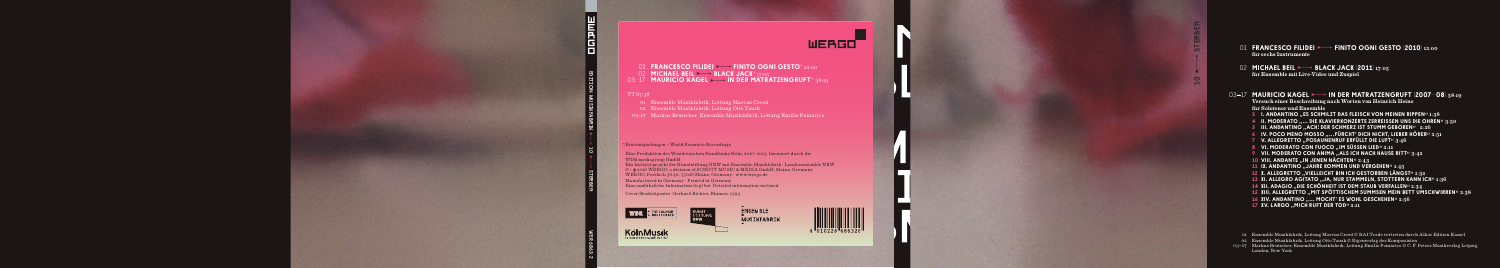WERGO

01 **FRANCESCO FILIDEI** ⟷ **FINITO OGNI GESTO*** 12:00
02 **MICHAEL BEIL** ⟷ **BLACK JACK*** 17:05
03–17 **MAURICIO KAGEL** ⟷ **IN DER MATRATZENGRUFT*** 38:29

TT 67:38

01 Ensemble Musikfabrik. Leitung Marcus Creed
02 Ensemble Musikfabrik. Leitung Otto Tausk
03–17 Markus Brutscher. Ensemble Musikfabrik. Leitung Emilio Pomárico

\* Ersteinspielungen – World Premiere Recordings

Eine Produktion des Westdeutschen Rundfunks Köln, 2010–2013, lizenziert durch die WDR mediagroup GmbH
Ein Gemeinschaftsprojekt der Kunststiftung NRW und Ensemble Musikfabrik · Landesensemble NRW
℗ + © 2016 WERGO, a division of SCHOTT MUSIC & MEDIA GmbH, Mainz, Germany
WER 6861 2 · Postfach 36 40 · 55026 Mainz · Germany · www.wergo.de
Manufactured in Germany · Printed in Germany
Eine ausführliche Information liegt bei. Detailed information enclosed.

Cover/Booklet-potrait: Gerhard Richter, Mönche, 1993

WDR · KUNSTSTIFTUNG NRW · ENSEMBLE MUSIKFABRIK · KölnMusik

EDITION MUSIKFABRIK · 10 · STERBEN · WER 6861 2

01 **FRANCESCO FILIDEI** ⟷ **FINITO OGNI GESTO** (2010) 12:00
für sechs Instrumente

02 **MICHAEL BEIL** ⟷ **BLACK JACK** (2011) 17:05
für Ensemble mit Live-Video und Zuspiel

03–17 **MAURICIO KAGEL** ⟷ **IN DER MATRATZENGRUFT** (2007–08) 38:29
Versuch einer Beschreibung nach Worten von Heinrich Heine
für Solotenor und Ensemble

3 **I. ANDANTINO „ES SCHMILZT DAS FLEISCH VON MEINEN RIPPEN“** 1:38
4 **II. MODERATO „… DIE KLAVIERKONZERTE ZERREISSEN UNS DIE OHREN“** 3:50
5 **III. ANDANTINO „ACH! DER SCHMERZ IST STUMM GEBOREN“** 1:26
6 **IV. POCO MENO MOSSO „… FÜRCHT' DICH NICHT, LIEBER HÖRER“** 2:51
7 **V. ALLEGRETTO „POSENKUNSTWUT ERFÜLLT DIE LUFT“** 2:48
8 **VI. MODERATO CON FUOCO „IN SÜSSEN LIED“** 2:12
9 **VII. MODERATO CON ANIMA „ALS ICH NACH HAUSE RITT“** 2:42
10 **VIII. ANDANTE „IN JENEN NÄCHTEN“** 2:43
11 **IX. ANDANTINO „JAHRE KOMMEN UND VERGEHEN“** 2:43
12 **X. ALLEGRETTO „VIELLEICHT BIN ICH GESTORBEN LÄNGST“** 1:32
13 **XI. ALLEGRO AGITATO „JA, NUR STAMMELN, STOTTERN KANN ICH“** 1:38
14 **XII. ADAGIO „DIE SCHÖNHEIT IST DEM STAUB VERFALLEN“** 2:34
15 **XIII. ALLEGRETTO „MIT SPÖTTISCHEM SUMMSEN MEIN BETT UMSCHWIRREN“** 2:36
16 **XIV. ANDANTINO „… MÖCHT' ES WOHL GESCHEHEN“** 2:56
17 **XV. LARGO „MICH RUFT DER TOD“** 2:21

01 Ensemble Musikfabrik. Leitung Marcus Creed © RAI Trade vertreten durch Alkor-Edition Kassel
02 Ensemble Musikfabrik. Leitung Otto Tausk © Eigenverlag des Komponisten
03–17 Markus Brutscher. Ensemble Musikfabrik. Leitung Emilio Pomárico © C.F. Peters/Musikverlag Leipzig London New York

10 · STERBEN